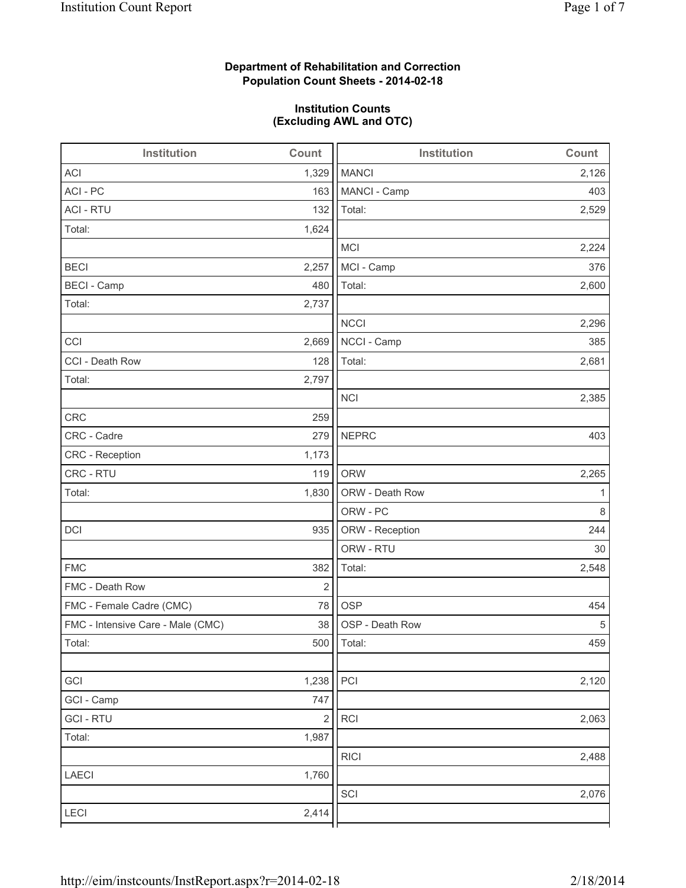**Department of Rehabilitation and Correction**
**Population Count Sheets - 2014-02-18**

**Institution Counts**
**(Excluding AWL and OTC)**

| Institution | Count |
|---|---|
| ACI | 1,329 |
| ACI - PC | 163 |
| ACI - RTU | 132 |
| Total: | 1,624 |
| | |
| BECI | 2,257 |
| BECI - Camp | 480 |
| Total: | 2,737 |
| | |
| CCI | 2,669 |
| CCI - Death Row | 128 |
| Total: | 2,797 |
| | |
| CRC | 259 |
| CRC - Cadre | 279 |
| CRC - Reception | 1,173 |
| CRC - RTU | 119 |
| Total: | 1,830 |
| | |
| DCI | 935 |
| | |
| FMC | 382 |
| FMC - Death Row | 2 |
| FMC - Female Cadre (CMC) | 78 |
| FMC - Intensive Care - Male (CMC) | 38 |
| Total: | 500 |
| | |
| GCI | 1,238 |
| GCI - Camp | 747 |
| GCI - RTU | 2 |
| Total: | 1,987 |
| | |
| LAECI | 1,760 |
| | |
| LECI | 2,414 |

| Institution | Count |
|---|---|
| MANCI | 2,126 |
| MANCI - Camp | 403 |
| Total: | 2,529 |
| | |
| MCI | 2,224 |
| MCI - Camp | 376 |
| Total: | 2,600 |
| | |
| NCCI | 2,296 |
| NCCI - Camp | 385 |
| Total: | 2,681 |
| | |
| NCI | 2,385 |
| | |
| NEPRC | 403 |
| | |
| ORW | 2,265 |
| ORW - Death Row | 1 |
| ORW - PC | 8 |
| ORW - Reception | 244 |
| ORW - RTU | 30 |
| Total: | 2,548 |
| | |
| OSP | 454 |
| OSP - Death Row | 5 |
| Total: | 459 |
| | |
| PCI | 2,120 |
| | |
| RCI | 2,063 |
| | |
| RICI | 2,488 |
| | |
| SCI | 2,076 |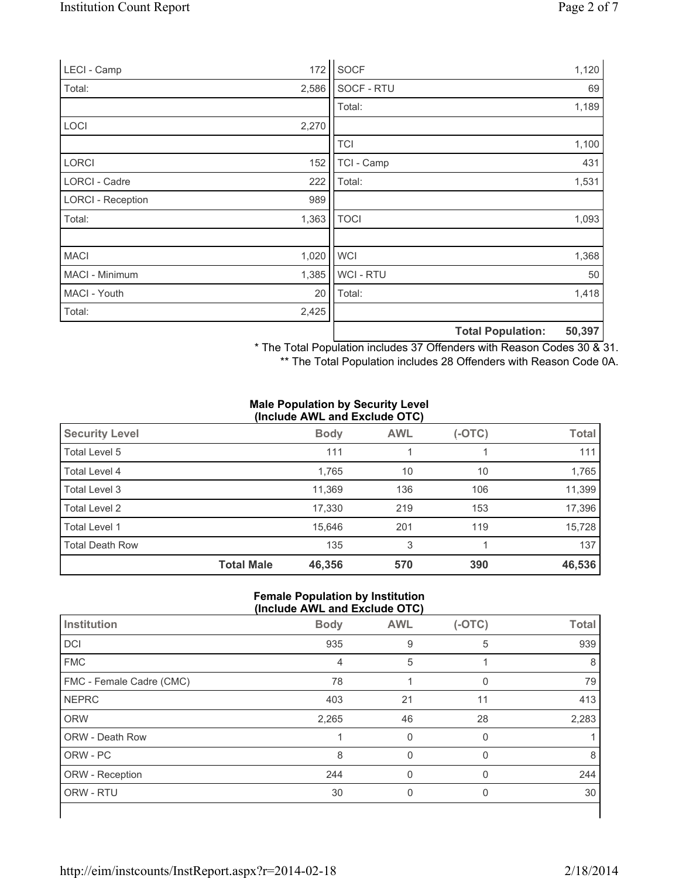| | |
|---|---|
| LECI - Camp | 172 |
| Total: | 2,586 |
| | |
| LOCI | 2,270 |
| | |
| LORCI | 152 |
| LORCI - Cadre | 222 |
| LORCI - Reception | 989 |
| Total: | 1,363 |
| | |
| MACI | 1,020 |
| MACI - Minimum | 1,385 |
| MACI - Youth | 20 |
| Total: | 2,425 |

| | |
|---|---|
| SOCF | 1,120 |
| SOCF - RTU | 69 |
| Total: | 1,189 |
| | |
| TCI | 1,100 |
| TCI - Camp | 431 |
| Total: | 1,531 |
| | |
| TOCI | 1,093 |
| | |
| WCI | 1,368 |
| WCI - RTU | 50 |
| Total: | 1,418 |
| | |
| **Total Population:** | **50,397** |

\* The Total Population includes 37 Offenders with Reason Codes 30 & 31.

\*\* The Total Population includes 28 Offenders with Reason Code 0A.

**Male Population by Security Level (Include AWL and Exclude OTC)**

| Security Level | | Body | AWL | (-OTC) | Total |
|---|---|---|---|---|---|
| Total Level 5 | | 111 | 1 | 1 | 111 |
| Total Level 4 | | 1,765 | 10 | 10 | 1,765 |
| Total Level 3 | | 11,369 | 136 | 106 | 11,399 |
| Total Level 2 | | 17,330 | 219 | 153 | 17,396 |
| Total Level 1 | | 15,646 | 201 | 119 | 15,728 |
| Total Death Row | | 135 | 3 | 1 | 137 |
| | **Total Male** | **46,356** | **570** | **390** | **46,536** |

**Female Population by Institution (Include AWL and Exclude OTC)**

| Institution | Body | AWL | (-OTC) | Total |
|---|---|---|---|---|
| DCI | 935 | 9 | 5 | 939 |
| FMC | 4 | 5 | 1 | 8 |
| FMC - Female Cadre (CMC) | 78 | 1 | 0 | 79 |
| NEPRC | 403 | 21 | 11 | 413 |
| ORW | 2,265 | 46 | 28 | 2,283 |
| ORW - Death Row | 1 | 0 | 0 | 1 |
| ORW - PC | 8 | 0 | 0 | 8 |
| ORW - Reception | 244 | 0 | 0 | 244 |
| ORW - RTU | 30 | 0 | 0 | 30 |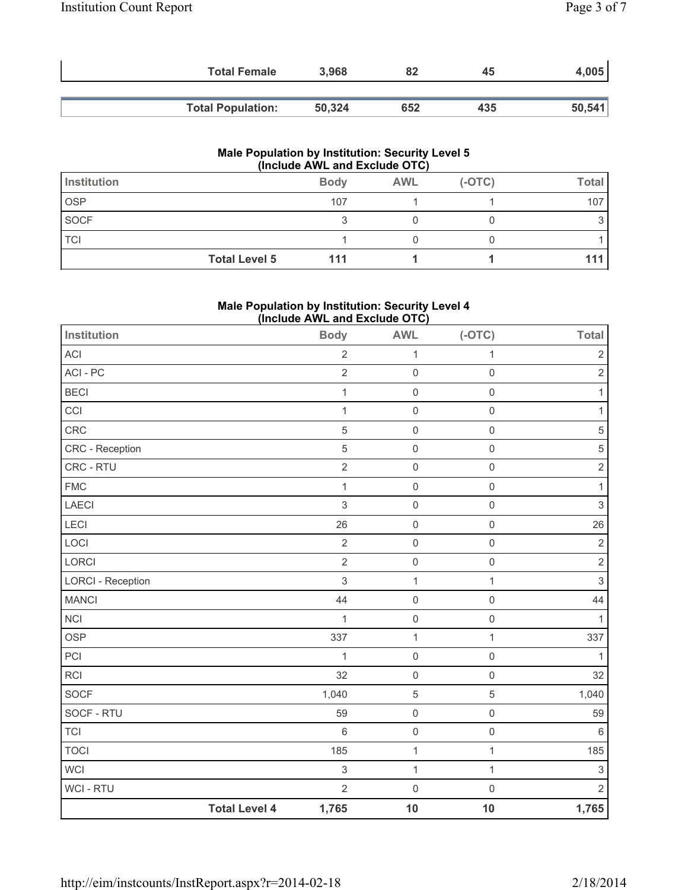| | Body | AWL | (-OTC) | Total |
|---|---|---|---|---|
| Total Female | 3,968 | 82 | 45 | 4,005 |

| | Body | AWL | (-OTC) | Total |
|---|---|---|---|---|
| Total Population: | 50,324 | 652 | 435 | 50,541 |

### Male Population by Institution: Security Level 5
### (Include AWL and Exclude OTC)

| Institution | Body | AWL | (-OTC) | Total |
|---|---|---|---|---|
| OSP | 107 | 1 | 1 | 107 |
| SOCF | 3 | 0 | 0 | 3 |
| TCI | 1 | 0 | 0 | 1 |
| Total Level 5 | 111 | 1 | 1 | 111 |

### Male Population by Institution: Security Level 4
### (Include AWL and Exclude OTC)

| Institution | Body | AWL | (-OTC) | Total |
|---|---|---|---|---|
| ACI | 2 | 1 | 1 | 2 |
| ACI - PC | 2 | 0 | 0 | 2 |
| BECI | 1 | 0 | 0 | 1 |
| CCI | 1 | 0 | 0 | 1 |
| CRC | 5 | 0 | 0 | 5 |
| CRC - Reception | 5 | 0 | 0 | 5 |
| CRC - RTU | 2 | 0 | 0 | 2 |
| FMC | 1 | 0 | 0 | 1 |
| LAECI | 3 | 0 | 0 | 3 |
| LECI | 26 | 0 | 0 | 26 |
| LOCI | 2 | 0 | 0 | 2 |
| LORCI | 2 | 0 | 0 | 2 |
| LORCI - Reception | 3 | 1 | 1 | 3 |
| MANCI | 44 | 0 | 0 | 44 |
| NCI | 1 | 0 | 0 | 1 |
| OSP | 337 | 1 | 1 | 337 |
| PCI | 1 | 0 | 0 | 1 |
| RCI | 32 | 0 | 0 | 32 |
| SOCF | 1,040 | 5 | 5 | 1,040 |
| SOCF - RTU | 59 | 0 | 0 | 59 |
| TCI | 6 | 0 | 0 | 6 |
| TOCI | 185 | 1 | 1 | 185 |
| WCI | 3 | 1 | 1 | 3 |
| WCI - RTU | 2 | 0 | 0 | 2 |
| Total Level 4 | 1,765 | 10 | 10 | 1,765 |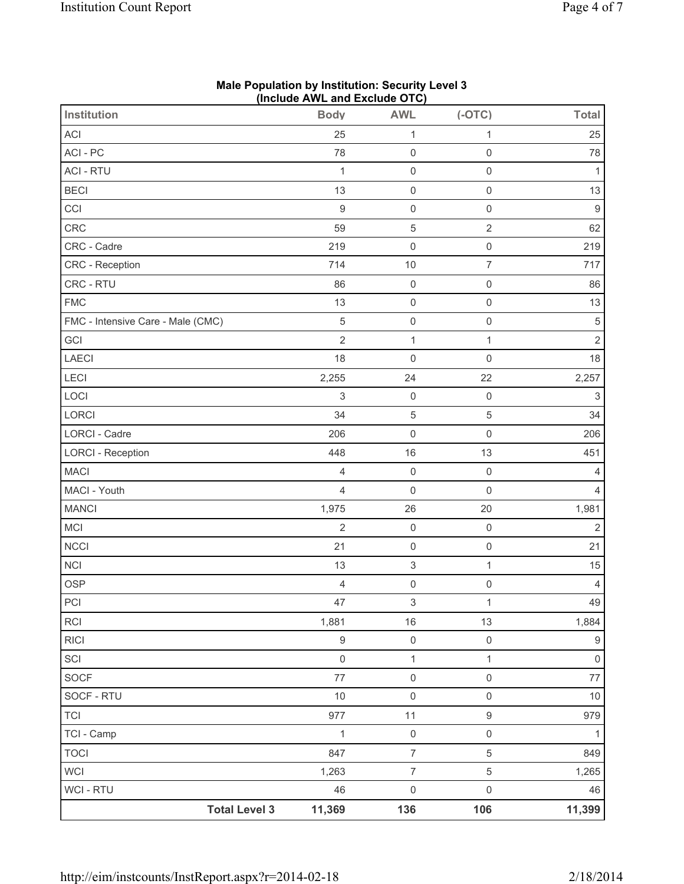**Male Population by Institution: Security Level 3**
**(Include AWL and Exclude OTC)**

| Institution | Body | AWL | (-OTC) | Total |
|---|---|---|---|---|
| ACI | 25 | 1 | 1 | 25 |
| ACI - PC | 78 | 0 | 0 | 78 |
| ACI - RTU | 1 | 0 | 0 | 1 |
| BECI | 13 | 0 | 0 | 13 |
| CCI | 9 | 0 | 0 | 9 |
| CRC | 59 | 5 | 2 | 62 |
| CRC - Cadre | 219 | 0 | 0 | 219 |
| CRC - Reception | 714 | 10 | 7 | 717 |
| CRC - RTU | 86 | 0 | 0 | 86 |
| FMC | 13 | 0 | 0 | 13 |
| FMC - Intensive Care - Male (CMC) | 5 | 0 | 0 | 5 |
| GCI | 2 | 1 | 1 | 2 |
| LAECI | 18 | 0 | 0 | 18 |
| LECI | 2,255 | 24 | 22 | 2,257 |
| LOCI | 3 | 0 | 0 | 3 |
| LORCI | 34 | 5 | 5 | 34 |
| LORCI - Cadre | 206 | 0 | 0 | 206 |
| LORCI - Reception | 448 | 16 | 13 | 451 |
| MACI | 4 | 0 | 0 | 4 |
| MACI - Youth | 4 | 0 | 0 | 4 |
| MANCI | 1,975 | 26 | 20 | 1,981 |
| MCI | 2 | 0 | 0 | 2 |
| NCCI | 21 | 0 | 0 | 21 |
| NCI | 13 | 3 | 1 | 15 |
| OSP | 4 | 0 | 0 | 4 |
| PCI | 47 | 3 | 1 | 49 |
| RCI | 1,881 | 16 | 13 | 1,884 |
| RICI | 9 | 0 | 0 | 9 |
| SCI | 0 | 1 | 1 | 0 |
| SOCF | 77 | 0 | 0 | 77 |
| SOCF - RTU | 10 | 0 | 0 | 10 |
| TCI | 977 | 11 | 9 | 979 |
| TCI - Camp | 1 | 0 | 0 | 1 |
| TOCI | 847 | 7 | 5 | 849 |
| WCI | 1,263 | 7 | 5 | 1,265 |
| WCI - RTU | 46 | 0 | 0 | 46 |
| **Total Level 3** | **11,369** | **136** | **106** | **11,399** |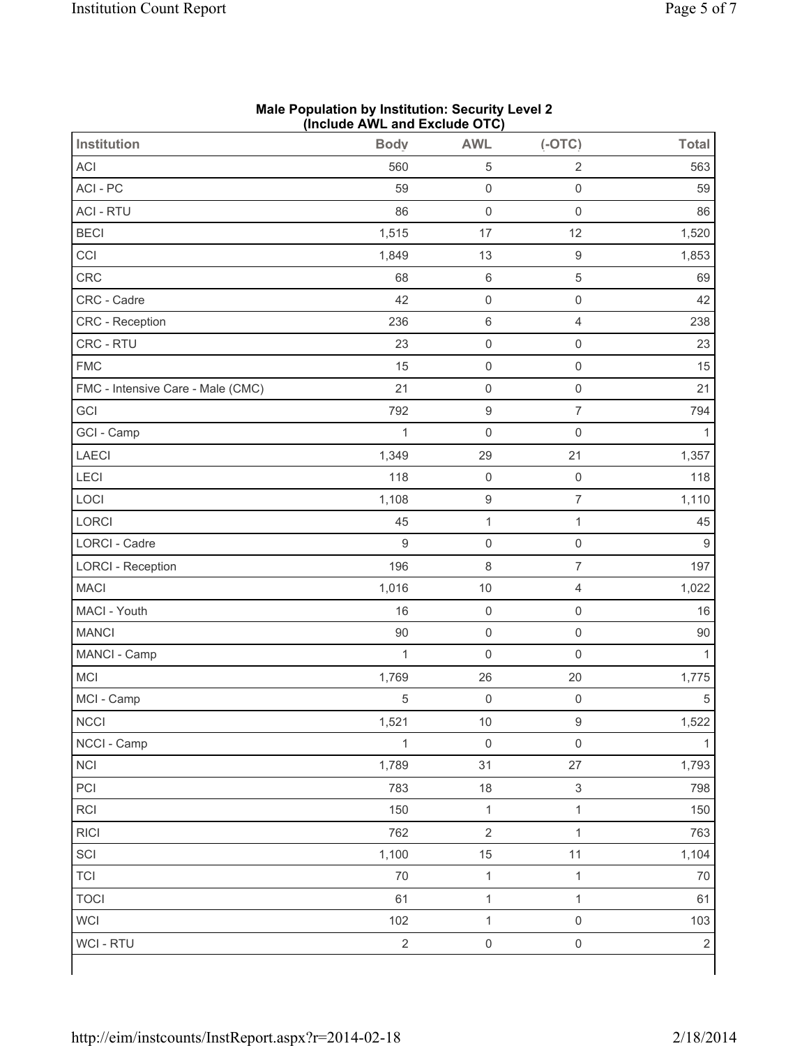**Male Population by Institution: Security Level 2**
**(Include AWL and Exclude OTC)**

| Institution | Body | AWL | (-OTC) | Total |
|---|---|---|---|---|
| ACI | 560 | 5 | 2 | 563 |
| ACI - PC | 59 | 0 | 0 | 59 |
| ACI - RTU | 86 | 0 | 0 | 86 |
| BECI | 1,515 | 17 | 12 | 1,520 |
| CCI | 1,849 | 13 | 9 | 1,853 |
| CRC | 68 | 6 | 5 | 69 |
| CRC - Cadre | 42 | 0 | 0 | 42 |
| CRC - Reception | 236 | 6 | 4 | 238 |
| CRC - RTU | 23 | 0 | 0 | 23 |
| FMC | 15 | 0 | 0 | 15 |
| FMC - Intensive Care - Male (CMC) | 21 | 0 | 0 | 21 |
| GCI | 792 | 9 | 7 | 794 |
| GCI - Camp | 1 | 0 | 0 | 1 |
| LAECI | 1,349 | 29 | 21 | 1,357 |
| LECI | 118 | 0 | 0 | 118 |
| LOCI | 1,108 | 9 | 7 | 1,110 |
| LORCI | 45 | 1 | 1 | 45 |
| LORCI - Cadre | 9 | 0 | 0 | 9 |
| LORCI - Reception | 196 | 8 | 7 | 197 |
| MACI | 1,016 | 10 | 4 | 1,022 |
| MACI - Youth | 16 | 0 | 0 | 16 |
| MANCI | 90 | 0 | 0 | 90 |
| MANCI - Camp | 1 | 0 | 0 | 1 |
| MCI | 1,769 | 26 | 20 | 1,775 |
| MCI - Camp | 5 | 0 | 0 | 5 |
| NCCI | 1,521 | 10 | 9 | 1,522 |
| NCCI - Camp | 1 | 0 | 0 | 1 |
| NCI | 1,789 | 31 | 27 | 1,793 |
| PCI | 783 | 18 | 3 | 798 |
| RCI | 150 | 1 | 1 | 150 |
| RICI | 762 | 2 | 1 | 763 |
| SCI | 1,100 | 15 | 11 | 1,104 |
| TCI | 70 | 1 | 1 | 70 |
| TOCI | 61 | 1 | 1 | 61 |
| WCI | 102 | 1 | 0 | 103 |
| WCI - RTU | 2 | 0 | 0 | 2 |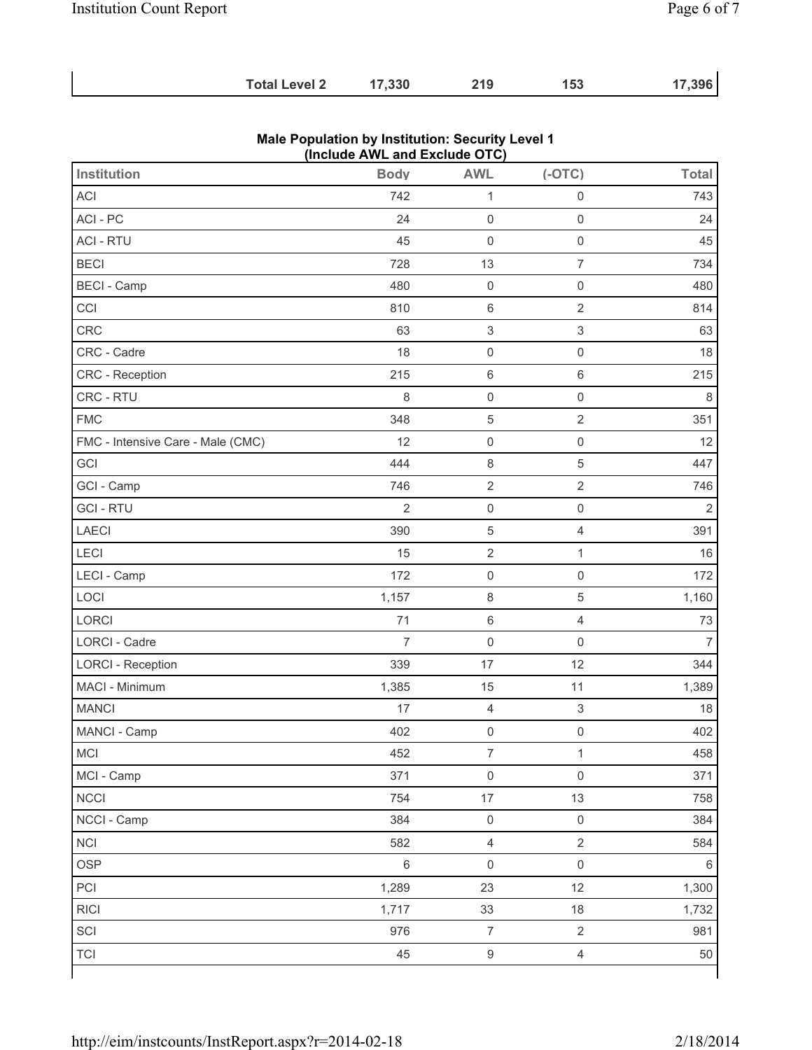| | | | | |
|---|---|---|---|---|
| **Total Level 2** | **17,330** | **219** | **153** | **17,396** |

**Male Population by Institution: Security Level 1**
**(Include AWL and Exclude OTC)**

| Institution | Body | AWL | (-OTC) | Total |
|---|---|---|---|---|
| ACI | 742 | 1 | 0 | 743 |
| ACI - PC | 24 | 0 | 0 | 24 |
| ACI - RTU | 45 | 0 | 0 | 45 |
| BECI | 728 | 13 | 7 | 734 |
| BECI - Camp | 480 | 0 | 0 | 480 |
| CCI | 810 | 6 | 2 | 814 |
| CRC | 63 | 3 | 3 | 63 |
| CRC - Cadre | 18 | 0 | 0 | 18 |
| CRC - Reception | 215 | 6 | 6 | 215 |
| CRC - RTU | 8 | 0 | 0 | 8 |
| FMC | 348 | 5 | 2 | 351 |
| FMC - Intensive Care - Male (CMC) | 12 | 0 | 0 | 12 |
| GCI | 444 | 8 | 5 | 447 |
| GCI - Camp | 746 | 2 | 2 | 746 |
| GCI - RTU | 2 | 0 | 0 | 2 |
| LAECI | 390 | 5 | 4 | 391 |
| LECI | 15 | 2 | 1 | 16 |
| LECI - Camp | 172 | 0 | 0 | 172 |
| LOCI | 1,157 | 8 | 5 | 1,160 |
| LORCI | 71 | 6 | 4 | 73 |
| LORCI - Cadre | 7 | 0 | 0 | 7 |
| LORCI - Reception | 339 | 17 | 12 | 344 |
| MACI - Minimum | 1,385 | 15 | 11 | 1,389 |
| MANCI | 17 | 4 | 3 | 18 |
| MANCI - Camp | 402 | 0 | 0 | 402 |
| MCI | 452 | 7 | 1 | 458 |
| MCI - Camp | 371 | 0 | 0 | 371 |
| NCCI | 754 | 17 | 13 | 758 |
| NCCI - Camp | 384 | 0 | 0 | 384 |
| NCI | 582 | 4 | 2 | 584 |
| OSP | 6 | 0 | 0 | 6 |
| PCI | 1,289 | 23 | 12 | 1,300 |
| RICI | 1,717 | 33 | 18 | 1,732 |
| SCI | 976 | 7 | 2 | 981 |
| TCI | 45 | 9 | 4 | 50 |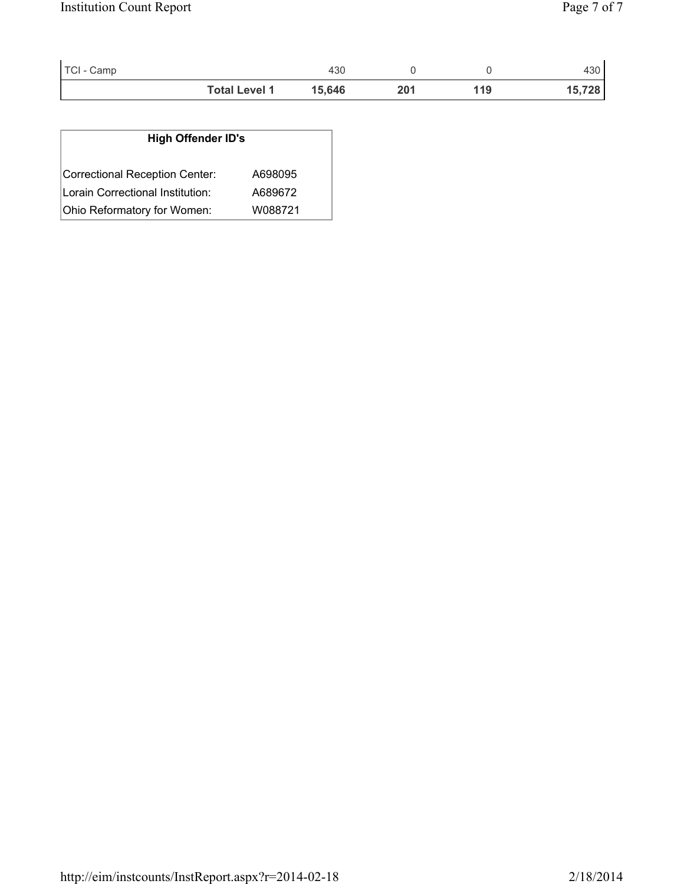| | | | | |
|---|---|---|---|---|
| TCI - Camp | 430 | 0 | 0 | 430 |
| **Total Level 1** | **15,646** | **201** | **119** | **15,728** |

| **High Offender ID's** | |
|---|---|
| Correctional Reception Center: | A698095 |
| Lorain Correctional Institution: | A689672 |
| Ohio Reformatory for Women: | W088721 |